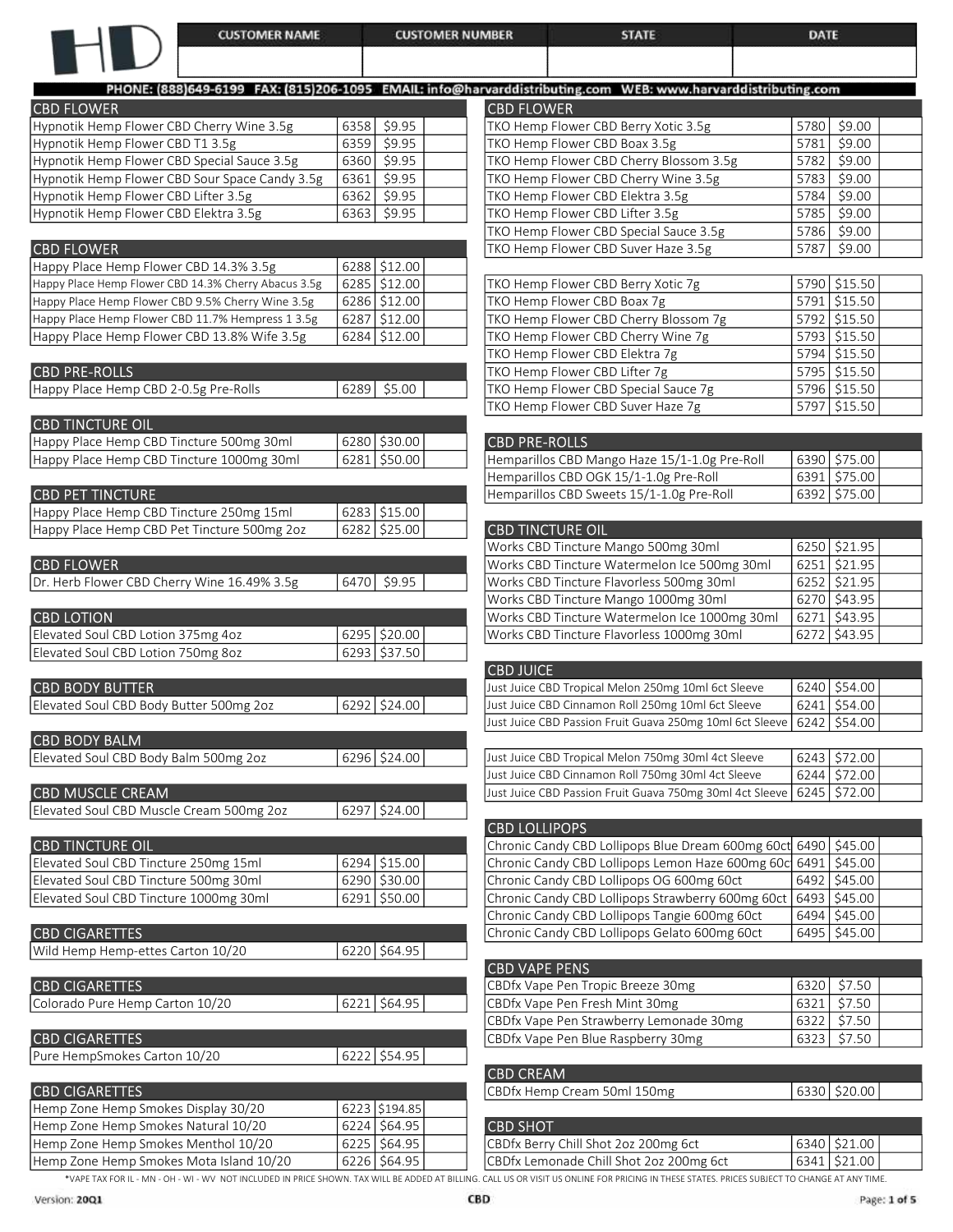| CUSTOMER NAME | CUSTOMER NUMBER | STATE | DATE |
|---|---|---|---|
| | | | |

PHONE: (888)649-6199 FAX: (815)206-1095 EMAIL: info@harvarddistributing.com WEB: www.harvarddistributing.com

## CBD FLOWER

| Item | Code | Price | Qty |
|---|---|---|---|
| Hypnotik Hemp Flower CBD Cherry Wine 3.5g | 6358 | $9.95 | |
| Hypnotik Hemp Flower CBD T1 3.5g | 6359 | $9.95 | |
| Hypnotik Hemp Flower CBD Special Sauce 3.5g | 6360 | $9.95 | |
| Hypnotik Hemp Flower CBD Sour Space Candy 3.5g | 6361 | $9.95 | |
| Hypnotik Hemp Flower CBD Lifter 3.5g | 6362 | $9.95 | |
| Hypnotik Hemp Flower CBD Elektra 3.5g | 6363 | $9.95 | |

## CBD FLOWER

| Item | Code | Price | Qty |
|---|---|---|---|
| Happy Place Hemp Flower CBD 14.3% 3.5g | 6288 | $12.00 | |
| Happy Place Hemp Flower CBD 14.3% Cherry Abacus 3.5g | 6285 | $12.00 | |
| Happy Place Hemp Flower CBD 9.5% Cherry Wine 3.5g | 6286 | $12.00 | |
| Happy Place Hemp Flower CBD 11.7% Hempress 1 3.5g | 6287 | $12.00 | |
| Happy Place Hemp Flower CBD 13.8% Wife 3.5g | 6284 | $12.00 | |

## CBD PRE-ROLLS

| Item | Code | Price | Qty |
|---|---|---|---|
| Happy Place Hemp CBD 2-0.5g Pre-Rolls | 6289 | $5.00 | |

## CBD TINCTURE OIL

| Item | Code | Price | Qty |
|---|---|---|---|
| Happy Place Hemp CBD Tincture 500mg 30ml | 6280 | $30.00 | |
| Happy Place Hemp CBD Tincture 1000mg 30ml | 6281 | $50.00 | |

## CBD PET TINCTURE

| Item | Code | Price | Qty |
|---|---|---|---|
| Happy Place Hemp CBD Tincture 250mg 15ml | 6283 | $15.00 | |
| Happy Place Hemp CBD Pet Tincture 500mg 2oz | 6282 | $25.00 | |

## CBD FLOWER

| Item | Code | Price | Qty |
|---|---|---|---|
| Dr. Herb Flower CBD Cherry Wine 16.49% 3.5g | 6470 | $9.95 | |

## CBD LOTION

| Item | Code | Price | Qty |
|---|---|---|---|
| Elevated Soul CBD Lotion 375mg 4oz | 6295 | $20.00 | |
| Elevated Soul CBD Lotion 750mg 8oz | 6293 | $37.50 | |

## CBD BODY BUTTER

| Item | Code | Price | Qty |
|---|---|---|---|
| Elevated Soul CBD Body Butter 500mg 2oz | 6292 | $24.00 | |

## CBD BODY BALM

| Item | Code | Price | Qty |
|---|---|---|---|
| Elevated Soul CBD Body Balm 500mg 2oz | 6296 | $24.00 | |

## CBD MUSCLE CREAM

| Item | Code | Price | Qty |
|---|---|---|---|
| Elevated Soul CBD Muscle Cream 500mg 2oz | 6297 | $24.00 | |

## CBD TINCTURE OIL

| Item | Code | Price | Qty |
|---|---|---|---|
| Elevated Soul CBD Tincture 250mg 15ml | 6294 | $15.00 | |
| Elevated Soul CBD Tincture 500mg 30ml | 6290 | $30.00 | |
| Elevated Soul CBD Tincture 1000mg 30ml | 6291 | $50.00 | |

## CBD CIGARETTES

| Item | Code | Price | Qty |
|---|---|---|---|
| Wild Hemp Hemp-ettes Carton 10/20 | 6220 | $64.95 | |

## CBD CIGARETTES

| Item | Code | Price | Qty |
|---|---|---|---|
| Colorado Pure Hemp Carton 10/20 | 6221 | $64.95 | |

## CBD CIGARETTES

| Item | Code | Price | Qty |
|---|---|---|---|
| Pure HempSmokes Carton 10/20 | 6222 | $54.95 | |

## CBD CIGARETTES

| Item | Code | Price | Qty |
|---|---|---|---|
| Hemp Zone Hemp Smokes Display 30/20 | 6223 | $194.85 | |
| Hemp Zone Hemp Smokes Natural 10/20 | 6224 | $64.95 | |
| Hemp Zone Hemp Smokes Menthol 10/20 | 6225 | $64.95 | |
| Hemp Zone Hemp Smokes Mota Island 10/20 | 6226 | $64.95 | |

## CBD FLOWER

| Item | Code | Price | Qty |
|---|---|---|---|
| TKO Hemp Flower CBD Berry Xotic 3.5g | 5780 | $9.00 | |
| TKO Hemp Flower CBD Boax 3.5g | 5781 | $9.00 | |
| TKO Hemp Flower CBD Cherry Blossom 3.5g | 5782 | $9.00 | |
| TKO Hemp Flower CBD Cherry Wine 3.5g | 5783 | $9.00 | |
| TKO Hemp Flower CBD Elektra 3.5g | 5784 | $9.00 | |
| TKO Hemp Flower CBD Lifter 3.5g | 5785 | $9.00 | |
| TKO Hemp Flower CBD Special Sauce 3.5g | 5786 | $9.00 | |
| TKO Hemp Flower CBD Suver Haze 3.5g | 5787 | $9.00 | |
| TKO Hemp Flower CBD Berry Xotic 7g | 5790 | $15.50 | |
| TKO Hemp Flower CBD Boax 7g | 5791 | $15.50 | |
| TKO Hemp Flower CBD Cherry Blossom 7g | 5792 | $15.50 | |
| TKO Hemp Flower CBD Cherry Wine 7g | 5793 | $15.50 | |
| TKO Hemp Flower CBD Elektra 7g | 5794 | $15.50 | |
| TKO Hemp Flower CBD Lifter 7g | 5795 | $15.50 | |
| TKO Hemp Flower CBD Special Sauce 7g | 5796 | $15.50 | |
| TKO Hemp Flower CBD Suver Haze 7g | 5797 | $15.50 | |

## CBD PRE-ROLLS

| Item | Code | Price | Qty |
|---|---|---|---|
| Hemparillos CBD Mango Haze 15/1-1.0g Pre-Roll | 6390 | $75.00 | |
| Hemparillos CBD OGK 15/1-1.0g Pre-Roll | 6391 | $75.00 | |
| Hemparillos CBD Sweets 15/1-1.0g Pre-Roll | 6392 | $75.00 | |

## CBD TINCTURE OIL

| Item | Code | Price | Qty |
|---|---|---|---|
| Works CBD Tincture Mango 500mg 30ml | 6250 | $21.95 | |
| Works CBD Tincture Watermelon Ice 500mg 30ml | 6251 | $21.95 | |
| Works CBD Tincture Flavorless 500mg 30ml | 6252 | $21.95 | |
| Works CBD Tincture Mango 1000mg 30ml | 6270 | $43.95 | |
| Works CBD Tincture Watermelon Ice 1000mg 30ml | 6271 | $43.95 | |
| Works CBD Tincture Flavorless 1000mg 30ml | 6272 | $43.95 | |

## CBD JUICE

| Item | Code | Price | Qty |
|---|---|---|---|
| Just Juice CBD Tropical Melon 250mg 10ml 6ct Sleeve | 6240 | $54.00 | |
| Just Juice CBD Cinnamon Roll 250mg 10ml 6ct Sleeve | 6241 | $54.00 | |
| Just Juice CBD Passion Fruit Guava 250mg 10ml 6ct Sleeve | 6242 | $54.00 | |
| Just Juice CBD Tropical Melon 750mg 30ml 4ct Sleeve | 6243 | $72.00 | |
| Just Juice CBD Cinnamon Roll 750mg 30ml 4ct Sleeve | 6244 | $72.00 | |
| Just Juice CBD Passion Fruit Guava 750mg 30ml 4ct Sleeve | 6245 | $72.00 | |

## CBD LOLLIPOPS

| Item | Code | Price | Qty |
|---|---|---|---|
| Chronic Candy CBD Lollipops Blue Dream 600mg 60ct | 6490 | $45.00 | |
| Chronic Candy CBD Lollipops Lemon Haze 600mg 60c | 6491 | $45.00 | |
| Chronic Candy CBD Lollipops OG 600mg 60ct | 6492 | $45.00 | |
| Chronic Candy CBD Lollipops Strawberry 600mg 60ct | 6493 | $45.00 | |
| Chronic Candy CBD Lollipops Tangie 600mg 60ct | 6494 | $45.00 | |
| Chronic Candy CBD Lollipops Gelato 600mg 60ct | 6495 | $45.00 | |

## CBD VAPE PENS

| Item | Code | Price | Qty |
|---|---|---|---|
| CBDfx Vape Pen Tropic Breeze 30mg | 6320 | $7.50 | |
| CBDfx Vape Pen Fresh Mint 30mg | 6321 | $7.50 | |
| CBDfx Vape Pen Strawberry Lemonade 30mg | 6322 | $7.50 | |
| CBDfx Vape Pen Blue Raspberry 30mg | 6323 | $7.50 | |

## CBD CREAM

| Item | Code | Price | Qty |
|---|---|---|---|
| CBDfx Hemp Cream 50ml 150mg | 6330 | $20.00 | |

## CBD SHOT

| Item | Code | Price | Qty |
|---|---|---|---|
| CBDfx Berry Chill Shot 2oz 200mg 6ct | 6340 | $21.00 | |
| CBDfx Lemonade Chill Shot 2oz 200mg 6ct | 6341 | $21.00 | |

*VAPE TAX FOR IL - MN - OH - WI - WV NOT INCLUDED IN PRICE SHOWN. TAX WILL BE ADDED AT BILLING. CALL US OR VISIT US ONLINE FOR PRICING IN THESE STATES. PRICES SUBJECT TO CHANGE AT ANY TIME.

Version: 20Q1 CBD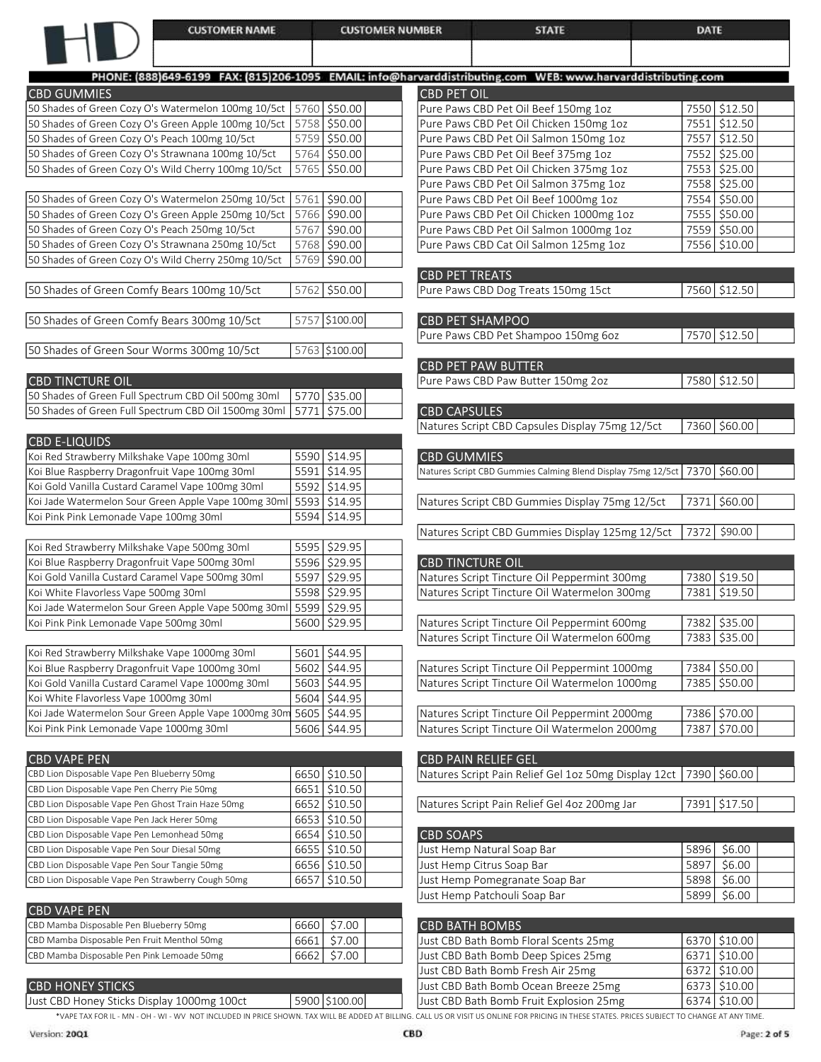| CUSTOMER NAME | CUSTOMER NUMBER | STATE | DATE |
|---|---|---|---|
| | | | |

PHONE: (888)649-6199 FAX: (815)206-1095 EMAIL: info@harvarddistributing.com WEB: www.harvarddistributing.com

## CBD GUMMIES

| Product | Item # | Price | Qty |
|---|---|---|---|
| 50 Shades of Green Cozy O's Watermelon 100mg 10/5ct | 5760 | $50.00 | |
| 50 Shades of Green Cozy O's Green Apple 100mg 10/5ct | 5758 | $50.00 | |
| 50 Shades of Green Cozy O's Peach 100mg 10/5ct | 5759 | $50.00 | |
| 50 Shades of Green Cozy O's Strawnana 100mg 10/5ct | 5764 | $50.00 | |
| 50 Shades of Green Cozy O's Wild Cherry 100mg 10/5ct | 5765 | $50.00 | |
| 50 Shades of Green Cozy O's Watermelon 250mg 10/5ct | 5761 | $90.00 | |
| 50 Shades of Green Cozy O's Green Apple 250mg 10/5ct | 5766 | $90.00 | |
| 50 Shades of Green Cozy O's Peach 250mg 10/5ct | 5767 | $90.00 | |
| 50 Shades of Green Cozy O's Strawnana 250mg 10/5ct | 5768 | $90.00 | |
| 50 Shades of Green Cozy O's Wild Cherry 250mg 10/5ct | 5769 | $90.00 | |
| 50 Shades of Green Comfy Bears 100mg 10/5ct | 5762 | $50.00 | |
| 50 Shades of Green Comfy Bears 300mg 10/5ct | 5757 | $100.00 | |
| 50 Shades of Green Sour Worms 300mg 10/5ct | 5763 | $100.00 | |

## CBD TINCTURE OIL

| Product | Item # | Price | Qty |
|---|---|---|---|
| 50 Shades of Green Full Spectrum CBD Oil 500mg 30ml | 5770 | $35.00 | |
| 50 Shades of Green Full Spectrum CBD Oil 1500mg 30ml | 5771 | $75.00 | |

## CBD E-LIQUIDS

| Product | Item # | Price | Qty |
|---|---|---|---|
| Koi Red Strawberry Milkshake Vape 100mg 30ml | 5590 | $14.95 | |
| Koi Blue Raspberry Dragonfruit Vape 100mg 30ml | 5591 | $14.95 | |
| Koi Gold Vanilla Custard Caramel Vape 100mg 30ml | 5592 | $14.95 | |
| Koi Jade Watermelon Sour Green Apple Vape 100mg 30ml | 5593 | $14.95 | |
| Koi Pink Pink Lemonade Vape 100mg 30ml | 5594 | $14.95 | |
| Koi Red Strawberry Milkshake Vape 500mg 30ml | 5595 | $29.95 | |
| Koi Blue Raspberry Dragonfruit Vape 500mg 30ml | 5596 | $29.95 | |
| Koi Gold Vanilla Custard Caramel Vape 500mg 30ml | 5597 | $29.95 | |
| Koi White Flavorless Vape 500mg 30ml | 5598 | $29.95 | |
| Koi Jade Watermelon Sour Green Apple Vape 500mg 30ml | 5599 | $29.95 | |
| Koi Pink Pink Lemonade Vape 500mg 30ml | 5600 | $29.95 | |
| Koi Red Strawberry Milkshake Vape 1000mg 30ml | 5601 | $44.95 | |
| Koi Blue Raspberry Dragonfruit Vape 1000mg 30ml | 5602 | $44.95 | |
| Koi Gold Vanilla Custard Caramel Vape 1000mg 30ml | 5603 | $44.95 | |
| Koi White Flavorless Vape 1000mg 30ml | 5604 | $44.95 | |
| Koi Jade Watermelon Sour Green Apple Vape 1000mg 30m | 5605 | $44.95 | |
| Koi Pink Pink Lemonade Vape 1000mg 30ml | 5606 | $44.95 | |

## CBD VAPE PEN

| Product | Item # | Price | Qty |
|---|---|---|---|
| CBD Lion Disposable Vape Pen Blueberry 50mg | 6650 | $10.50 | |
| CBD Lion Disposable Vape Pen Cherry Pie 50mg | 6651 | $10.50 | |
| CBD Lion Disposable Vape Pen Ghost Train Haze 50mg | 6652 | $10.50 | |
| CBD Lion Disposable Vape Pen Jack Herer 50mg | 6653 | $10.50 | |
| CBD Lion Disposable Vape Pen Lemonhead 50mg | 6654 | $10.50 | |
| CBD Lion Disposable Vape Pen Sour Diesal 50mg | 6655 | $10.50 | |
| CBD Lion Disposable Vape Pen Sour Tangie 50mg | 6656 | $10.50 | |
| CBD Lion Disposable Vape Pen Strawberry Cough 50mg | 6657 | $10.50 | |

## CBD VAPE PEN

| Product | Item # | Price | Qty |
|---|---|---|---|
| CBD Mamba Disposable Pen Blueberry 50mg | 6660 | $7.00 | |
| CBD Mamba Disposable Pen Fruit Menthol 50mg | 6661 | $7.00 | |
| CBD Mamba Disposable Pen Pink Lemoade 50mg | 6662 | $7.00 | |

## CBD HONEY STICKS

| Product | Item # | Price | Qty |
|---|---|---|---|
| Just CBD Honey Sticks Display 1000mg 100ct | 5900 | $100.00 | |

## CBD PET OIL

| Product | Item # | Price | Qty |
|---|---|---|---|
| Pure Paws CBD Pet Oil Beef 150mg 1oz | 7550 | $12.50 | |
| Pure Paws CBD Pet Oil Chicken 150mg 1oz | 7551 | $12.50 | |
| Pure Paws CBD Pet Oil Salmon 150mg 1oz | 7557 | $12.50 | |
| Pure Paws CBD Pet Oil Beef 375mg 1oz | 7552 | $25.00 | |
| Pure Paws CBD Pet Oil Chicken 375mg 1oz | 7553 | $25.00 | |
| Pure Paws CBD Pet Oil Salmon 375mg 1oz | 7558 | $25.00 | |
| Pure Paws CBD Pet Oil Beef 1000mg 1oz | 7554 | $50.00 | |
| Pure Paws CBD Pet Oil Chicken 1000mg 1oz | 7555 | $50.00 | |
| Pure Paws CBD Pet Oil Salmon 1000mg 1oz | 7559 | $50.00 | |
| Pure Paws CBD Cat Oil Salmon 125mg 1oz | 7556 | $10.00 | |

## CBD PET TREATS

| Product | Item # | Price | Qty |
|---|---|---|---|
| Pure Paws CBD Dog Treats 150mg 15ct | 7560 | $12.50 | |

## CBD PET SHAMPOO

| Product | Item # | Price | Qty |
|---|---|---|---|
| Pure Paws CBD Pet Shampoo 150mg 6oz | 7570 | $12.50 | |

## CBD PET PAW BUTTER

| Product | Item # | Price | Qty |
|---|---|---|---|
| Pure Paws CBD Paw Butter 150mg 2oz | 7580 | $12.50 | |

## CBD CAPSULES

| Product | Item # | Price | Qty |
|---|---|---|---|
| Natures Script CBD Capsules Display 75mg 12/5ct | 7360 | $60.00 | |

## CBD GUMMIES

| Product | Item # | Price | Qty |
|---|---|---|---|
| Natures Script CBD Gummies Calming Blend Display 75mg 12/5ct | 7370 | $60.00 | |
| Natures Script CBD Gummies Display 75mg 12/5ct | 7371 | $60.00 | |
| Natures Script CBD Gummies Display 125mg 12/5ct | 7372 | $90.00 | |

## CBD TINCTURE OIL

| Product | Item # | Price | Qty |
|---|---|---|---|
| Natures Script Tincture Oil Peppermint 300mg | 7380 | $19.50 | |
| Natures Script Tincture Oil Watermelon 300mg | 7381 | $19.50 | |
| Natures Script Tincture Oil Peppermint 600mg | 7382 | $35.00 | |
| Natures Script Tincture Oil Watermelon 600mg | 7383 | $35.00 | |
| Natures Script Tincture Oil Peppermint 1000mg | 7384 | $50.00 | |
| Natures Script Tincture Oil Watermelon 1000mg | 7385 | $50.00 | |
| Natures Script Tincture Oil Peppermint 2000mg | 7386 | $70.00 | |
| Natures Script Tincture Oil Watermelon 2000mg | 7387 | $70.00 | |

## CBD PAIN RELIEF GEL

| Product | Item # | Price | Qty |
|---|---|---|---|
| Natures Script Pain Relief Gel 1oz 50mg Display 12ct | 7390 | $60.00 | |
| Natures Script Pain Relief Gel 4oz 200mg Jar | 7391 | $17.50 | |

## CBD SOAPS

| Product | Item # | Price | Qty |
|---|---|---|---|
| Just Hemp Natural Soap Bar | 5896 | $6.00 | |
| Just Hemp Citrus Soap Bar | 5897 | $6.00 | |
| Just Hemp Pomegranate Soap Bar | 5898 | $6.00 | |
| Just Hemp Patchouli Soap Bar | 5899 | $6.00 | |

## CBD BATH BOMBS

| Product | Item # | Price | Qty |
|---|---|---|---|
| Just CBD Bath Bomb Floral Scents 25mg | 6370 | $10.00 | |
| Just CBD Bath Bomb Deep Spices 25mg | 6371 | $10.00 | |
| Just CBD Bath Bomb Fresh Air 25mg | 6372 | $10.00 | |
| Just CBD Bath Bomb Ocean Breeze 25mg | 6373 | $10.00 | |
| Just CBD Bath Bomb Fruit Explosion 25mg | 6374 | $10.00 | |

*VAPE TAX FOR IL - MN - OH - WI - WV NOT INCLUDED IN PRICE SHOWN. TAX WILL BE ADDED AT BILLING. CALL US OR VISIT US ONLINE FOR PRICING IN THESE STATES. PRICES SUBJECT TO CHANGE AT ANY TIME.

Version: 20Q1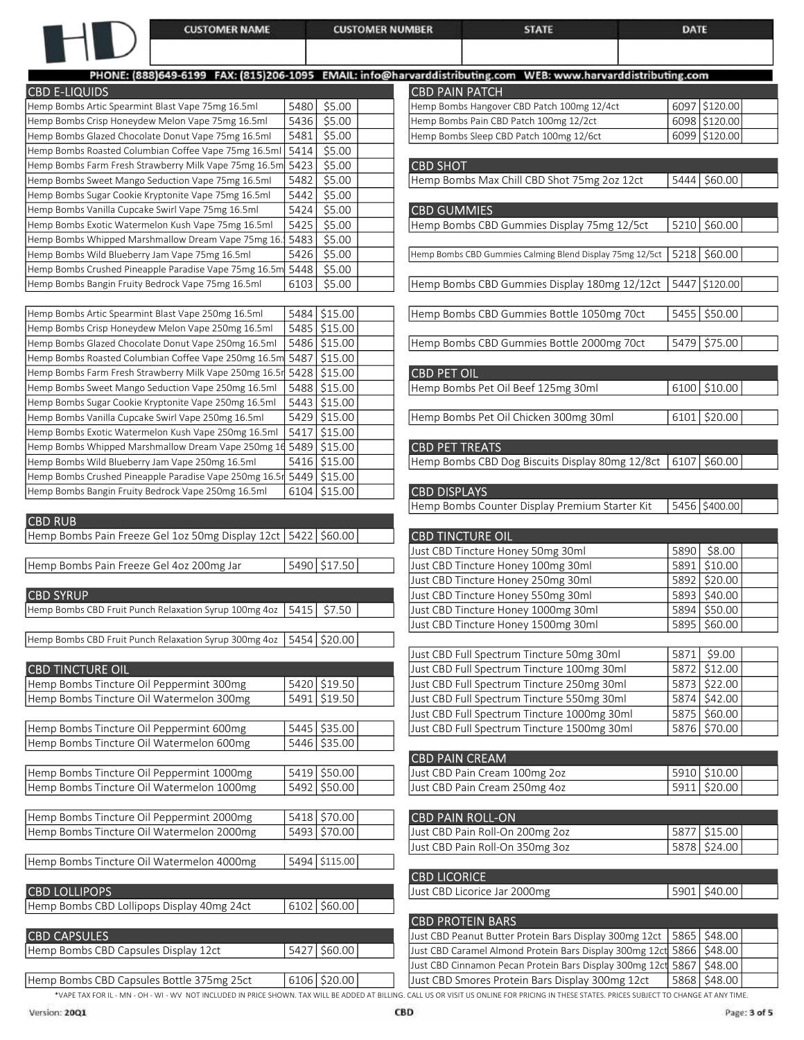HD

| CUSTOMER NAME | CUSTOMER NUMBER | STATE | DATE |
|---|---|---|---|
| | | | |

PHONE: (888)649-6199 FAX: (815)206-1095 EMAIL: info@harvarddistributing.com WEB: www.harvarddistributing.com

## CBD E-LIQUIDS

| Item | Code | Price | Qty |
|---|---|---|---|
| Hemp Bombs Artic Spearmint Blast Vape 75mg 16.5ml | 5480 | $5.00 | |
| Hemp Bombs Crisp Honeydew Melon Vape 75mg 16.5ml | 5436 | $5.00 | |
| Hemp Bombs Glazed Chocolate Donut Vape 75mg 16.5ml | 5481 | $5.00 | |
| Hemp Bombs Roasted Columbian Coffee Vape 75mg 16.5ml | 5414 | $5.00 | |
| Hemp Bombs Farm Fresh Strawberry Milk Vape 75mg 16.5m | 5423 | $5.00 | |
| Hemp Bombs Sweet Mango Seduction Vape 75mg 16.5ml | 5482 | $5.00 | |
| Hemp Bombs Sugar Cookie Kryptonite Vape 75mg 16.5ml | 5442 | $5.00 | |
| Hemp Bombs Vanilla Cupcake Swirl Vape 75mg 16.5ml | 5424 | $5.00 | |
| Hemp Bombs Exotic Watermelon Kush Vape 75mg 16.5ml | 5425 | $5.00 | |
| Hemp Bombs Whipped Marshmallow Dream Vape 75mg 16. | 5483 | $5.00 | |
| Hemp Bombs Wild Blueberry Jam Vape 75mg 16.5ml | 5426 | $5.00 | |
| Hemp Bombs Crushed Pineapple Paradise Vape 75mg 16.5m | 5448 | $5.00 | |
| Hemp Bombs Bangin Fruity Bedrock Vape 75mg 16.5ml | 6103 | $5.00 | |
| | | | |
| Hemp Bombs Artic Spearmint Blast Vape 250mg 16.5ml | 5484 | $15.00 | |
| Hemp Bombs Crisp Honeydew Melon Vape 250mg 16.5ml | 5485 | $15.00 | |
| Hemp Bombs Glazed Chocolate Donut Vape 250mg 16.5ml | 5486 | $15.00 | |
| Hemp Bombs Roasted Columbian Coffee Vape 250mg 16.5m | 5487 | $15.00 | |
| Hemp Bombs Farm Fresh Strawberry Milk Vape 250mg 16.5r | 5428 | $15.00 | |
| Hemp Bombs Sweet Mango Seduction Vape 250mg 16.5ml | 5488 | $15.00 | |
| Hemp Bombs Sugar Cookie Kryptonite Vape 250mg 16.5ml | 5443 | $15.00 | |
| Hemp Bombs Vanilla Cupcake Swirl Vape 250mg 16.5ml | 5429 | $15.00 | |
| Hemp Bombs Exotic Watermelon Kush Vape 250mg 16.5ml | 5417 | $15.00 | |
| Hemp Bombs Whipped Marshmallow Dream Vape 250mg 16 | 5489 | $15.00 | |
| Hemp Bombs Wild Blueberry Jam Vape 250mg 16.5ml | 5416 | $15.00 | |
| Hemp Bombs Crushed Pineapple Paradise Vape 250mg 16.5r | 5449 | $15.00 | |
| Hemp Bombs Bangin Fruity Bedrock Vape 250mg 16.5ml | 6104 | $15.00 | |

## CBD RUB

| Item | Code | Price | Qty |
|---|---|---|---|
| Hemp Bombs Pain Freeze Gel 1oz 50mg Display 12ct | 5422 | $60.00 | |
| | | | |
| Hemp Bombs Pain Freeze Gel 4oz 200mg Jar | 5490 | $17.50 | |

## CBD SYRUP

| Item | Code | Price | Qty |
|---|---|---|---|
| Hemp Bombs CBD Fruit Punch Relaxation Syrup 100mg 4oz | 5415 | $7.50 | |
| | | | |
| Hemp Bombs CBD Fruit Punch Relaxation Syrup 300mg 4oz | 5454 | $20.00 | |

## CBD TINCTURE OIL

| Item | Code | Price | Qty |
|---|---|---|---|
| Hemp Bombs Tincture Oil Peppermint 300mg | 5420 | $19.50 | |
| Hemp Bombs Tincture Oil Watermelon 300mg | 5491 | $19.50 | |
| | | | |
| Hemp Bombs Tincture Oil Peppermint 600mg | 5445 | $35.00 | |
| Hemp Bombs Tincture Oil Watermelon 600mg | 5446 | $35.00 | |
| | | | |
| Hemp Bombs Tincture Oil Peppermint 1000mg | 5419 | $50.00 | |
| Hemp Bombs Tincture Oil Watermelon 1000mg | 5492 | $50.00 | |
| | | | |
| Hemp Bombs Tincture Oil Peppermint 2000mg | 5418 | $70.00 | |
| Hemp Bombs Tincture Oil Watermelon 2000mg | 5493 | $70.00 | |
| | | | |
| Hemp Bombs Tincture Oil Watermelon 4000mg | 5494 | $115.00 | |

## CBD LOLLIPOPS

| Item | Code | Price | Qty |
|---|---|---|---|
| Hemp Bombs CBD Lollipops Display 40mg 24ct | 6102 | $60.00 | |

## CBD CAPSULES

| Item | Code | Price | Qty |
|---|---|---|---|
| Hemp Bombs CBD Capsules Display 12ct | 5427 | $60.00 | |
| | | | |
| Hemp Bombs CBD Capsules Bottle 375mg 25ct | 6106 | $20.00 | |

## CBD PAIN PATCH

| Item | Code | Price | Qty |
|---|---|---|---|
| Hemp Bombs Hangover CBD Patch 100mg 12/4ct | 6097 | $120.00 | |
| Hemp Bombs Pain CBD Patch 100mg 12/2ct | 6098 | $120.00 | |
| Hemp Bombs Sleep CBD Patch 100mg 12/6ct | 6099 | $120.00 | |

## CBD SHOT

| Item | Code | Price | Qty |
|---|---|---|---|
| Hemp Bombs Max Chill CBD Shot 75mg 2oz 12ct | 5444 | $60.00 | |

## CBD GUMMIES

| Item | Code | Price | Qty |
|---|---|---|---|
| Hemp Bombs CBD Gummies Display 75mg 12/5ct | 5210 | $60.00 | |
| | | | |
| Hemp Bombs CBD Gummies Calming Blend Display 75mg 12/5ct | 5218 | $60.00 | |
| | | | |
| Hemp Bombs CBD Gummies Display 180mg 12/12ct | 5447 | $120.00 | |
| | | | |
| Hemp Bombs CBD Gummies Bottle 1050mg 70ct | 5455 | $50.00 | |
| | | | |
| Hemp Bombs CBD Gummies Bottle 2000mg 70ct | 5479 | $75.00 | |

## CBD PET OIL

| Item | Code | Price | Qty |
|---|---|---|---|
| Hemp Bombs Pet Oil Beef 125mg 30ml | 6100 | $10.00 | |
| | | | |
| Hemp Bombs Pet Oil Chicken 300mg 30ml | 6101 | $20.00 | |

## CBD PET TREATS

| Item | Code | Price | Qty |
|---|---|---|---|
| Hemp Bombs CBD Dog Biscuits Display 80mg 12/8ct | 6107 | $60.00 | |

## CBD DISPLAYS

| Item | Code | Price | Qty |
|---|---|---|---|
| Hemp Bombs Counter Display Premium Starter Kit | 5456 | $400.00 | |

## CBD TINCTURE OIL

| Item | Code | Price | Qty |
|---|---|---|---|
| Just CBD Tincture Honey 50mg 30ml | 5890 | $8.00 | |
| Just CBD Tincture Honey 100mg 30ml | 5891 | $10.00 | |
| Just CBD Tincture Honey 250mg 30ml | 5892 | $20.00 | |
| Just CBD Tincture Honey 550mg 30ml | 5893 | $40.00 | |
| Just CBD Tincture Honey 1000mg 30ml | 5894 | $50.00 | |
| Just CBD Tincture Honey 1500mg 30ml | 5895 | $60.00 | |
| | | | |
| Just CBD Full Spectrum Tincture 50mg 30ml | 5871 | $9.00 | |
| Just CBD Full Spectrum Tincture 100mg 30ml | 5872 | $12.00 | |
| Just CBD Full Spectrum Tincture 250mg 30ml | 5873 | $22.00 | |
| Just CBD Full Spectrum Tincture 550mg 30ml | 5874 | $42.00 | |
| Just CBD Full Spectrum Tincture 1000mg 30ml | 5875 | $60.00 | |
| Just CBD Full Spectrum Tincture 1500mg 30ml | 5876 | $70.00 | |

## CBD PAIN CREAM

| Item | Code | Price | Qty |
|---|---|---|---|
| Just CBD Pain Cream 100mg 2oz | 5910 | $10.00 | |
| Just CBD Pain Cream 250mg 4oz | 5911 | $20.00 | |

## CBD PAIN ROLL-ON

| Item | Code | Price | Qty |
|---|---|---|---|
| Just CBD Pain Roll-On 200mg 2oz | 5877 | $15.00 | |
| Just CBD Pain Roll-On 350mg 3oz | 5878 | $24.00 | |

## CBD LICORICE

| Item | Code | Price | Qty |
|---|---|---|---|
| Just CBD Licorice Jar 2000mg | 5901 | $40.00 | |

## CBD PROTEIN BARS

| Item | Code | Price | Qty |
|---|---|---|---|
| Just CBD Peanut Butter Protein Bars Display 300mg 12ct | 5865 | $48.00 | |
| Just CBD Caramel Almond Protein Bars Display 300mg 12ct | 5866 | $48.00 | |
| Just CBD Cinnamon Pecan Protein Bars Display 300mg 12ct | 5867 | $48.00 | |
| Just CBD Smores Protein Bars Display 300mg 12ct | 5868 | $48.00 | |

*VAPE TAX FOR IL - MN - OH - WI - WV NOT INCLUDED IN PRICE SHOWN. TAX WILL BE ADDED AT BILLING. CALL US OR VISIT US ONLINE FOR PRICING IN THESE STATES. PRICES SUBJECT TO CHANGE AT ANY TIME.

Version: 20Q1 | CBD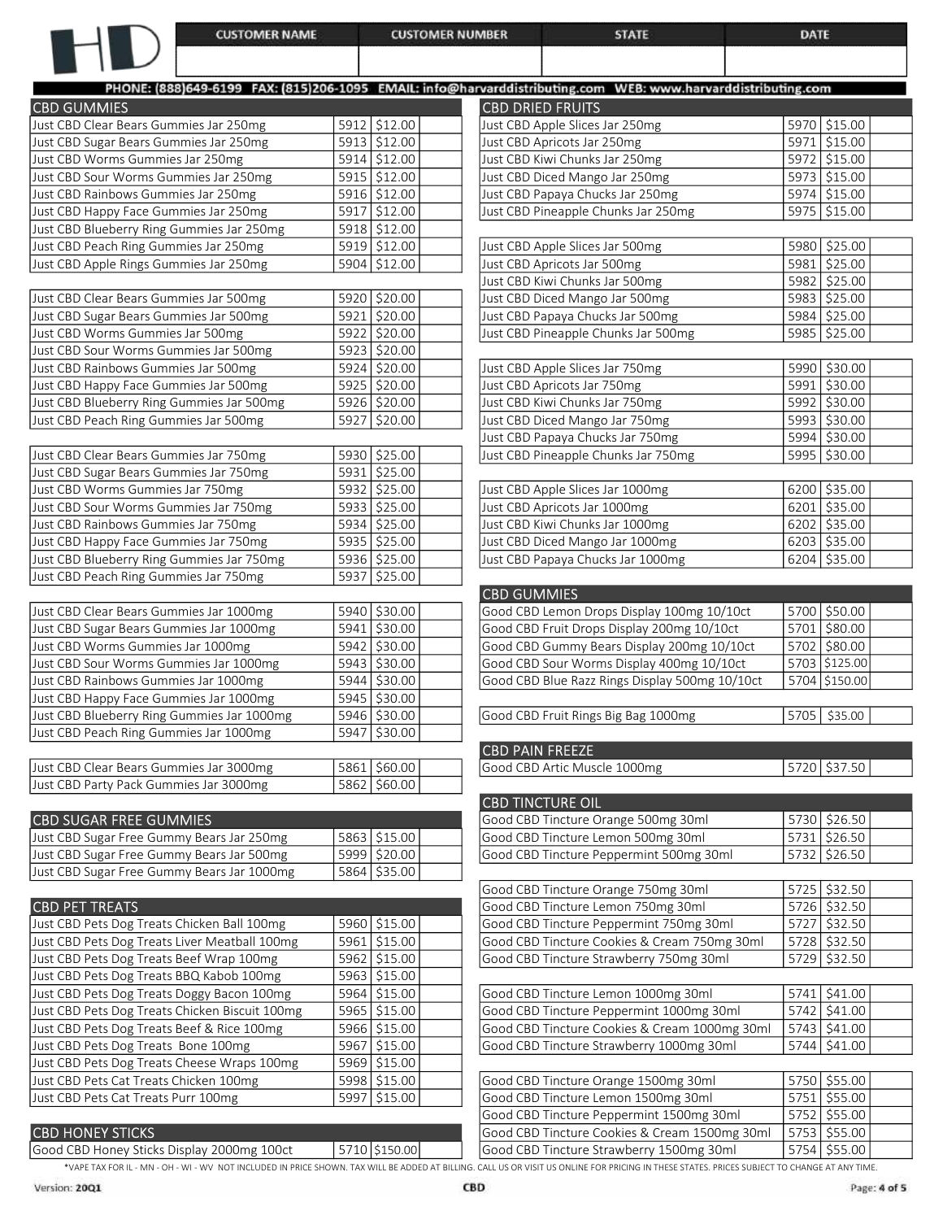| CUSTOMER NAME | CUSTOMER NUMBER | STATE | DATE |
|---|---|---|---|
| | | | |

PHONE: (888)649-6199 FAX: (815)206-1095 EMAIL: info@harvarddistributing.com WEB: www.harvarddistributing.com

## CBD GUMMIES

| Product | Item # | Price | Qty |
|---|---|---|---|
| Just CBD Clear Bears Gummies Jar 250mg | 5912 | $12.00 | |
| Just CBD Sugar Bears Gummies Jar 250mg | 5913 | $12.00 | |
| Just CBD Worms Gummies Jar 250mg | 5914 | $12.00 | |
| Just CBD Sour Worms Gummies Jar 250mg | 5915 | $12.00 | |
| Just CBD Rainbows Gummies Jar 250mg | 5916 | $12.00 | |
| Just CBD Happy Face Gummies Jar 250mg | 5917 | $12.00 | |
| Just CBD Blueberry Ring Gummies Jar 250mg | 5918 | $12.00 | |
| Just CBD Peach Ring Gummies Jar 250mg | 5919 | $12.00 | |
| Just CBD Apple Rings Gummies Jar 250mg | 5904 | $12.00 | |
| | | | |
| Just CBD Clear Bears Gummies Jar 500mg | 5920 | $20.00 | |
| Just CBD Sugar Bears Gummies Jar 500mg | 5921 | $20.00 | |
| Just CBD Worms Gummies Jar 500mg | 5922 | $20.00 | |
| Just CBD Sour Worms Gummies Jar 500mg | 5923 | $20.00 | |
| Just CBD Rainbows Gummies Jar 500mg | 5924 | $20.00 | |
| Just CBD Happy Face Gummies Jar 500mg | 5925 | $20.00 | |
| Just CBD Blueberry Ring Gummies Jar 500mg | 5926 | $20.00 | |
| Just CBD Peach Ring Gummies Jar 500mg | 5927 | $20.00 | |
| | | | |
| Just CBD Clear Bears Gummies Jar 750mg | 5930 | $25.00 | |
| Just CBD Sugar Bears Gummies Jar 750mg | 5931 | $25.00 | |
| Just CBD Worms Gummies Jar 750mg | 5932 | $25.00 | |
| Just CBD Sour Worms Gummies Jar 750mg | 5933 | $25.00 | |
| Just CBD Rainbows Gummies Jar 750mg | 5934 | $25.00 | |
| Just CBD Happy Face Gummies Jar 750mg | 5935 | $25.00 | |
| Just CBD Blueberry Ring Gummies Jar 750mg | 5936 | $25.00 | |
| Just CBD Peach Ring Gummies Jar 750mg | 5937 | $25.00 | |
| | | | |
| Just CBD Clear Bears Gummies Jar 1000mg | 5940 | $30.00 | |
| Just CBD Sugar Bears Gummies Jar 1000mg | 5941 | $30.00 | |
| Just CBD Worms Gummies Jar 1000mg | 5942 | $30.00 | |
| Just CBD Sour Worms Gummies Jar 1000mg | 5943 | $30.00 | |
| Just CBD Rainbows Gummies Jar 1000mg | 5944 | $30.00 | |
| Just CBD Happy Face Gummies Jar 1000mg | 5945 | $30.00 | |
| Just CBD Blueberry Ring Gummies Jar 1000mg | 5946 | $30.00 | |
| Just CBD Peach Ring Gummies Jar 1000mg | 5947 | $30.00 | |
| | | | |
| Just CBD Clear Bears Gummies Jar 3000mg | 5861 | $60.00 | |
| Just CBD Party Pack Gummies Jar 3000mg | 5862 | $60.00 | |

## CBD SUGAR FREE GUMMIES

| Product | Item # | Price | Qty |
|---|---|---|---|
| Just CBD Sugar Free Gummy Bears Jar 250mg | 5863 | $15.00 | |
| Just CBD Sugar Free Gummy Bears Jar 500mg | 5999 | $20.00 | |
| Just CBD Sugar Free Gummy Bears Jar 1000mg | 5864 | $35.00 | |

## CBD PET TREATS

| Product | Item # | Price | Qty |
|---|---|---|---|
| Just CBD Pets Dog Treats Chicken Ball 100mg | 5960 | $15.00 | |
| Just CBD Pets Dog Treats Liver Meatball 100mg | 5961 | $15.00 | |
| Just CBD Pets Dog Treats Beef Wrap 100mg | 5962 | $15.00 | |
| Just CBD Pets Dog Treats BBQ Kabob 100mg | 5963 | $15.00 | |
| Just CBD Pets Dog Treats Doggy Bacon 100mg | 5964 | $15.00 | |
| Just CBD Pets Dog Treats Chicken Biscuit 100mg | 5965 | $15.00 | |
| Just CBD Pets Dog Treats Beef & Rice 100mg | 5966 | $15.00 | |
| Just CBD Pets Dog Treats Bone 100mg | 5967 | $15.00 | |
| Just CBD Pets Dog Treats Cheese Wraps 100mg | 5969 | $15.00 | |
| Just CBD Pets Cat Treats Chicken 100mg | 5998 | $15.00 | |
| Just CBD Pets Cat Treats Purr 100mg | 5997 | $15.00 | |

## CBD HONEY STICKS

| Product | Item # | Price | Qty |
|---|---|---|---|
| Good CBD Honey Sticks Display 2000mg 100ct | 5710 | $150.00 | |

## CBD DRIED FRUITS

| Product | Item # | Price | Qty |
|---|---|---|---|
| Just CBD Apple Slices Jar 250mg | 5970 | $15.00 | |
| Just CBD Apricots Jar 250mg | 5971 | $15.00 | |
| Just CBD Kiwi Chunks Jar 250mg | 5972 | $15.00 | |
| Just CBD Diced Mango Jar 250mg | 5973 | $15.00 | |
| Just CBD Papaya Chucks Jar 250mg | 5974 | $15.00 | |
| Just CBD Pineapple Chunks Jar 250mg | 5975 | $15.00 | |
| | | | |
| Just CBD Apple Slices Jar 500mg | 5980 | $25.00 | |
| Just CBD Apricots Jar 500mg | 5981 | $25.00 | |
| Just CBD Kiwi Chunks Jar 500mg | 5982 | $25.00 | |
| Just CBD Diced Mango Jar 500mg | 5983 | $25.00 | |
| Just CBD Papaya Chucks Jar 500mg | 5984 | $25.00 | |
| Just CBD Pineapple Chunks Jar 500mg | 5985 | $25.00 | |
| | | | |
| Just CBD Apple Slices Jar 750mg | 5990 | $30.00 | |
| Just CBD Apricots Jar 750mg | 5991 | $30.00 | |
| Just CBD Kiwi Chunks Jar 750mg | 5992 | $30.00 | |
| Just CBD Diced Mango Jar 750mg | 5993 | $30.00 | |
| Just CBD Papaya Chucks Jar 750mg | 5994 | $30.00 | |
| Just CBD Pineapple Chunks Jar 750mg | 5995 | $30.00 | |
| | | | |
| Just CBD Apple Slices Jar 1000mg | 6200 | $35.00 | |
| Just CBD Apricots Jar 1000mg | 6201 | $35.00 | |
| Just CBD Kiwi Chunks Jar 1000mg | 6202 | $35.00 | |
| Just CBD Diced Mango Jar 1000mg | 6203 | $35.00 | |
| Just CBD Papaya Chucks Jar 1000mg | 6204 | $35.00 | |

## CBD GUMMIES

| Product | Item # | Price | Qty |
|---|---|---|---|
| Good CBD Lemon Drops Display 100mg 10/10ct | 5700 | $50.00 | |
| Good CBD Fruit Drops Display 200mg 10/10ct | 5701 | $80.00 | |
| Good CBD Gummy Bears Display 200mg 10/10ct | 5702 | $80.00 | |
| Good CBD Sour Worms Display 400mg 10/10ct | 5703 | $125.00 | |
| Good CBD Blue Razz Rings Display 500mg 10/10ct | 5704 | $150.00 | |
| | | | |
| Good CBD Fruit Rings Big Bag 1000mg | 5705 | $35.00 | |

## CBD PAIN FREEZE

| Product | Item # | Price | Qty |
|---|---|---|---|
| Good CBD Artic Muscle 1000mg | 5720 | $37.50 | |

## CBD TINCTURE OIL

| Product | Item # | Price | Qty |
|---|---|---|---|
| Good CBD Tincture Orange 500mg 30ml | 5730 | $26.50 | |
| Good CBD Tincture Lemon 500mg 30ml | 5731 | $26.50 | |
| Good CBD Tincture Peppermint 500mg 30ml | 5732 | $26.50 | |
| | | | |
| Good CBD Tincture Orange 750mg 30ml | 5725 | $32.50 | |
| Good CBD Tincture Lemon 750mg 30ml | 5726 | $32.50 | |
| Good CBD Tincture Peppermint 750mg 30ml | 5727 | $32.50 | |
| Good CBD Tincture Cookies & Cream 750mg 30ml | 5728 | $32.50 | |
| Good CBD Tincture Strawberry 750mg 30ml | 5729 | $32.50 | |
| | | | |
| Good CBD Tincture Lemon 1000mg 30ml | 5741 | $41.00 | |
| Good CBD Tincture Peppermint 1000mg 30ml | 5742 | $41.00 | |
| Good CBD Tincture Cookies & Cream 1000mg 30ml | 5743 | $41.00 | |
| Good CBD Tincture Strawberry 1000mg 30ml | 5744 | $41.00 | |
| | | | |
| Good CBD Tincture Orange 1500mg 30ml | 5750 | $55.00 | |
| Good CBD Tincture Lemon 1500mg 30ml | 5751 | $55.00 | |
| Good CBD Tincture Peppermint 1500mg 30ml | 5752 | $55.00 | |
| Good CBD Tincture Cookies & Cream 1500mg 30ml | 5753 | $55.00 | |
| Good CBD Tincture Strawberry 1500mg 30ml | 5754 | $55.00 | |

*VAPE TAX FOR IL - MN - OH - WI - WV NOT INCLUDED IN PRICE SHOWN. TAX WILL BE ADDED AT BILLING. CALL US OR VISIT US ONLINE FOR PRICING IN THESE STATES. PRICES SUBJECT TO CHANGE AT ANY TIME.

Version: 20Q1 CBD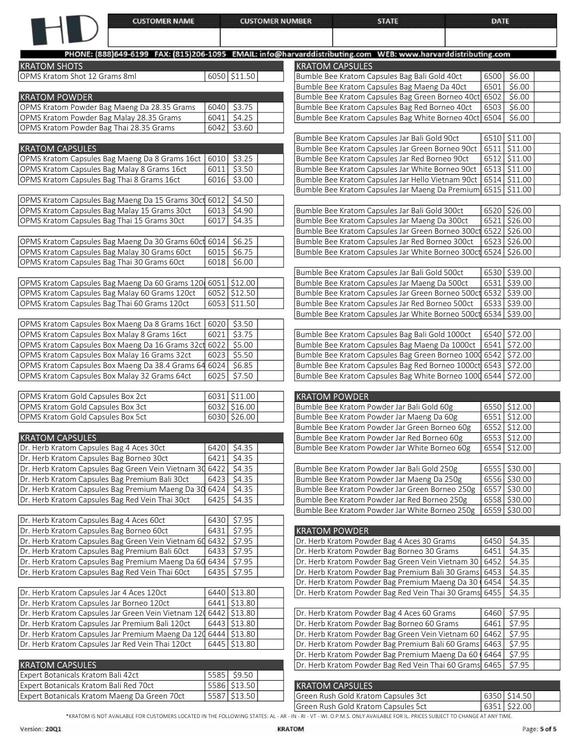| CUSTOMER NAME | CUSTOMER NUMBER | STATE | DATE |
|---|---|---|---|
| | | | |

PHONE: (888)649-6199 FAX: (815)206-1095 EMAIL: info@harvarddistributing.com WEB: www.harvarddistributing.com

## KRATOM SHOTS

| | | | |
|---|---|---|---|
| OPMS Kratom Shot 12 Grams 8ml | 6050 | $11.50 | |

## KRATOM POWDER

| | | | |
|---|---|---|---|
| OPMS Kratom Powder Bag Maeng Da 28.35 Grams | 6040 | $3.75 | |
| OPMS Kratom Powder Bag Malay 28.35 Grams | 6041 | $4.25 | |
| OPMS Kratom Powder Bag Thai 28.35 Grams | 6042 | $3.60 | |

## KRATOM CAPSULES

| | | | |
|---|---|---|---|
| OPMS Kratom Capsules Bag Maeng Da 8 Grams 16ct | 6010 | $3.25 | |
| OPMS Kratom Capsules Bag Malay 8 Grams 16ct | 6011 | $3.50 | |
| OPMS Kratom Capsules Bag Thai 8 Grams 16ct | 6016 | $3.00 | |
| OPMS Kratom Capsules Bag Maeng Da 15 Grams 30ct | 6012 | $4.50 | |
| OPMS Kratom Capsules Bag Malay 15 Grams 30ct | 6013 | $4.90 | |
| OPMS Kratom Capsules Bag Thai 15 Grams 30ct | 6017 | $4.35 | |
| OPMS Kratom Capsules Bag Maeng Da 30 Grams 60ct | 6014 | $6.25 | |
| OPMS Kratom Capsules Bag Malay 30 Grams 60ct | 6015 | $6.75 | |
| OPMS Kratom Capsules Bag Thai 30 Grams 60ct | 6018 | $6.00 | |
| OPMS Kratom Capsules Bag Maeng Da 60 Grams 120ct | 6051 | $12.00 | |
| OPMS Kratom Capsules Bag Malay 60 Grams 120ct | 6052 | $12.50 | |
| OPMS Kratom Capsules Bag Thai 60 Grams 120ct | 6053 | $11.50 | |
| OPMS Kratom Capsules Box Maeng Da 8 Grams 16ct | 6020 | $3.50 | |
| OPMS Kratom Capsules Box Malay 8 Grams 16ct | 6021 | $3.75 | |
| OPMS Kratom Capsules Box Maeng Da 16 Grams 32ct | 6022 | $5.00 | |
| OPMS Kratom Capsules Box Malay 16 Grams 32ct | 6023 | $5.50 | |
| OPMS Kratom Capsules Box Maeng Da 38.4 Grams 64 | 6024 | $6.85 | |
| OPMS Kratom Capsules Box Malay 32 Grams 64ct | 6025 | $7.50 | |
| OPMS Kratom Gold Capsules Box 2ct | 6031 | $11.00 | |
| OPMS Kratom Gold Capsules Box 3ct | 6032 | $16.00 | |
| OPMS Kratom Gold Capsules Box 5ct | 6030 | $26.00 | |

## KRATOM CAPSULES

| | | | |
|---|---|---|---|
| Dr. Herb Kratom Capsules Bag 4 Aces 30ct | 6420 | $4.35 | |
| Dr. Herb Kratom Capsules Bag Borneo 30ct | 6421 | $4.35 | |
| Dr. Herb Kratom Capsules Bag Green Vein Vietnam 30 | 6422 | $4.35 | |
| Dr. Herb Kratom Capsules Bag Premium Bali 30ct | 6423 | $4.35 | |
| Dr. Herb Kratom Capsules Bag Premium Maeng Da 30 | 6424 | $4.35 | |
| Dr. Herb Kratom Capsules Bag Red Vein Thai 30ct | 6425 | $4.35 | |
| Dr. Herb Kratom Capsules Bag 4 Aces 60ct | 6430 | $7.95 | |
| Dr. Herb Kratom Capsules Bag Borneo 60ct | 6431 | $7.95 | |
| Dr. Herb Kratom Capsules Bag Green Vein Vietnam 60 | 6432 | $7.95 | |
| Dr. Herb Kratom Capsules Bag Premium Bali 60ct | 6433 | $7.95 | |
| Dr. Herb Kratom Capsules Bag Premium Maeng Da 60 | 6434 | $7.95 | |
| Dr. Herb Kratom Capsules Bag Red Vein Thai 60ct | 6435 | $7.95 | |
| Dr. Herb Kratom Capsules Jar 4 Aces 120ct | 6440 | $13.80 | |
| Dr. Herb Kratom Capsules Jar Borneo 120ct | 6441 | $13.80 | |
| Dr. Herb Kratom Capsules Jar Green Vein Vietnam 120 | 6442 | $13.80 | |
| Dr. Herb Kratom Capsules Jar Premium Bali 120ct | 6443 | $13.80 | |
| Dr. Herb Kratom Capsules Jar Premium Maeng Da 120 | 6444 | $13.80 | |
| Dr. Herb Kratom Capsules Jar Red Vein Thai 120ct | 6445 | $13.80 | |

## KRATOM CAPSULES

| | | | |
|---|---|---|---|
| Expert Botanicals Kratom Bali 42ct | 5585 | $9.50 | |
| Expert Botanicals Kratom Bali Red 70ct | 5586 | $13.50 | |
| Expert Botanicals Kratom Maeng Da Green 70ct | 5587 | $13.50 | |

## KRATOM CAPSULES

| | | | |
|---|---|---|---|
| Bumble Bee Kratom Capsules Bag Bali Gold 40ct | 6500 | $6.00 | |
| Bumble Bee Kratom Capsules Bag Maeng Da 40ct | 6501 | $6.00 | |
| Bumble Bee Kratom Capsules Bag Green Borneo 40ct | 6502 | $6.00 | |
| Bumble Bee Kratom Capsules Bag Red Borneo 40ct | 6503 | $6.00 | |
| Bumble Bee Kratom Capsules Bag White Borneo 40ct | 6504 | $6.00 | |
| Bumble Bee Kratom Capsules Jar Bali Gold 90ct | 6510 | $11.00 | |
| Bumble Bee Kratom Capsules Jar Green Borneo 90ct | 6511 | $11.00 | |
| Bumble Bee Kratom Capsules Jar Red Borneo 90ct | 6512 | $11.00 | |
| Bumble Bee Kratom Capsules Jar White Borneo 90ct | 6513 | $11.00 | |
| Bumble Bee Kratom Capsules Jar Hello Vietnam 90ct | 6514 | $11.00 | |
| Bumble Bee Kratom Capsules Jar Maeng Da Premium | 6515 | $11.00 | |
| Bumble Bee Kratom Capsules Jar Bali Gold 300ct | 6520 | $26.00 | |
| Bumble Bee Kratom Capsules Jar Maeng Da 300ct | 6521 | $26.00 | |
| Bumble Bee Kratom Capsules Jar Green Borneo 300ct | 6522 | $26.00 | |
| Bumble Bee Kratom Capsules Jar Red Borneo 300ct | 6523 | $26.00 | |
| Bumble Bee Kratom Capsules Jar White Borneo 300ct | 6524 | $26.00 | |
| Bumble Bee Kratom Capsules Jar Bali Gold 500ct | 6530 | $39.00 | |
| Bumble Bee Kratom Capsules Jar Maeng Da 500ct | 6531 | $39.00 | |
| Bumble Bee Kratom Capsules Jar Green Borneo 500ct | 6532 | $39.00 | |
| Bumble Bee Kratom Capsules Jar Red Borneo 500ct | 6533 | $39.00 | |
| Bumble Bee Kratom Capsules Jar White Borneo 500ct | 6534 | $39.00 | |
| Bumble Bee Kratom Capsules Bag Bali Gold 1000ct | 6540 | $72.00 | |
| Bumble Bee Kratom Capsules Bag Maeng Da 1000ct | 6541 | $72.00 | |
| Bumble Bee Kratom Capsules Bag Green Borneo 1000 | 6542 | $72.00 | |
| Bumble Bee Kratom Capsules Bag Red Borneo 1000ct | 6543 | $72.00 | |
| Bumble Bee Kratom Capsules Bag White Borneo 1000 | 6544 | $72.00 | |

## KRATOM POWDER

| | | | |
|---|---|---|---|
| Bumble Bee Kratom Powder Jar Bali Gold 60g | 6550 | $12.00 | |
| Bumble Bee Kratom Powder Jar Maeng Da 60g | 6551 | $12.00 | |
| Bumble Bee Kratom Powder Jar Green Borneo 60g | 6552 | $12.00 | |
| Bumble Bee Kratom Powder Jar Red Borneo 60g | 6553 | $12.00 | |
| Bumble Bee Kratom Powder Jar White Borneo 60g | 6554 | $12.00 | |
| Bumble Bee Kratom Powder Jar Bali Gold 250g | 6555 | $30.00 | |
| Bumble Bee Kratom Powder Jar Maeng Da 250g | 6556 | $30.00 | |
| Bumble Bee Kratom Powder Jar Green Borneo 250g | 6557 | $30.00 | |
| Bumble Bee Kratom Powder Jar Red Borneo 250g | 6558 | $30.00 | |
| Bumble Bee Kratom Powder Jar White Borneo 250g | 6559 | $30.00 | |

## KRATOM POWDER

| | | | |
|---|---|---|---|
| Dr. Herb Kratom Powder Bag 4 Aces 30 Grams | 6450 | $4.35 | |
| Dr. Herb Kratom Powder Bag Borneo 30 Grams | 6451 | $4.35 | |
| Dr. Herb Kratom Powder Bag Green Vein Vietnam 30 | 6452 | $4.35 | |
| Dr. Herb Kratom Powder Bag Premium Bali 30 Grams | 6453 | $4.35 | |
| Dr. Herb Kratom Powder Bag Premium Maeng Da 30 | 6454 | $4.35 | |
| Dr. Herb Kratom Powder Bag Red Vein Thai 30 Grams | 6455 | $4.35 | |
| Dr. Herb Kratom Powder Bag 4 Aces 60 Grams | 6460 | $7.95 | |
| Dr. Herb Kratom Powder Bag Borneo 60 Grams | 6461 | $7.95 | |
| Dr. Herb Kratom Powder Bag Green Vein Vietnam 60 | 6462 | $7.95 | |
| Dr. Herb Kratom Powder Bag Premium Bali 60 Grams | 6463 | $7.95 | |
| Dr. Herb Kratom Powder Bag Premium Maeng Da 60 | 6464 | $7.95 | |
| Dr. Herb Kratom Powder Bag Red Vein Thai 60 Grams | 6465 | $7.95 | |

## KRATOM CAPSULES

| | | | |
|---|---|---|---|
| Green Rush Gold Kratom Capsules 3ct | 6350 | $14.50 | |
| Green Rush Gold Kratom Capsules 5ct | 6351 | $22.00 | |

*KRATOM IS NOT AVAILABLE FOR CUSTOMERS LOCATED IN THE FOLLOWING STATES: AL - AR - IN - RI - VT - WI. O.P.M.S. ONLY AVAILABLE FOR IL. PRICES SUBJECT TO CHANGE AT ANY TIME.